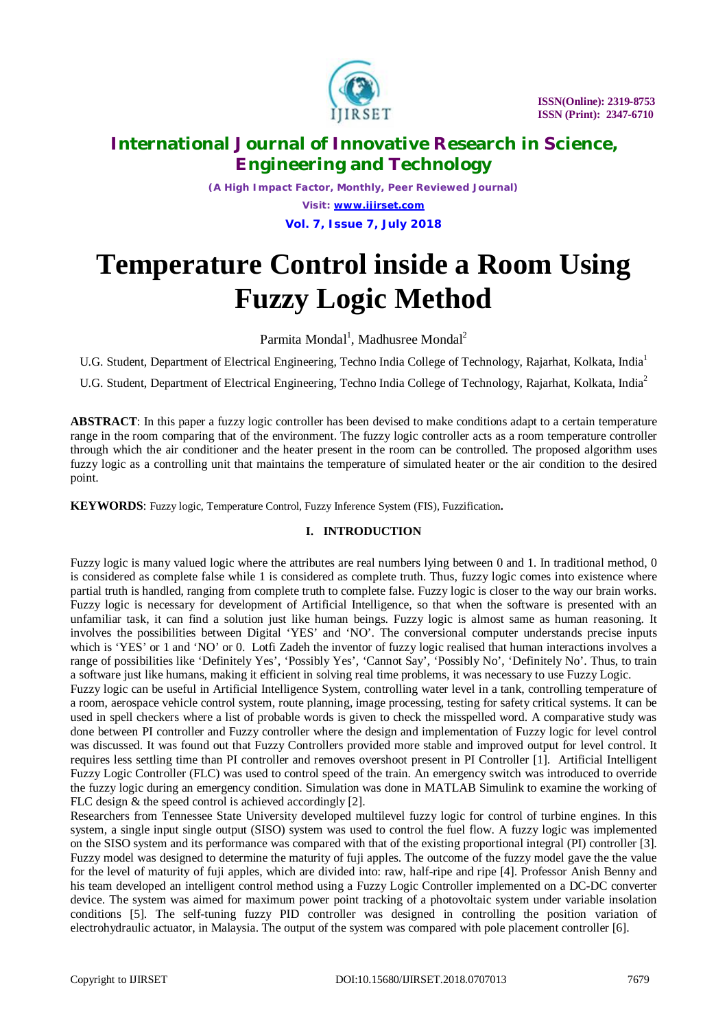# Temperature Control inside a Room Using Fuzzy Logic Method

Parmita Mondal[1], Madhusree Mondal[2]

U.G. Student, Department of Electrical Engineering, Techno India College of Technology, Rajarhat, Kolkata, India[1]

U.G. Student, Department of Electrical Engineering, Techno India College of Technology, Rajarhat, Kolkata, India[2]

**ABSTRACT**: In this paper a fuzzy logic controller has been devised to make conditions adapt to a certain temperature range in the room comparing that of the environment. The fuzzy logic controller acts as a room temperature controller through which the air conditioner and the heater present in the room can be controlled. The proposed algorithm uses fuzzy logic as a controlling unit that maintains the temperature of simulated heater or the air condition to the desired point.

**KEYWORDS**: Fuzzy logic, Temperature Control, Fuzzy Inference System (FIS), Fuzzification**.**

## I. INTRODUCTION

Fuzzy logic is many valued logic where the attributes are real numbers lying between 0 and 1. In traditional method, 0 is considered as complete false while 1 is considered as complete truth. Thus, fuzzy logic comes into existence where partial truth is handled, ranging from complete truth to complete false. Fuzzy logic is closer to the way our brain works. Fuzzy logic is necessary for development of Artificial Intelligence, so that when the software is presented with an unfamiliar task, it can find a solution just like human beings. Fuzzy logic is almost same as human reasoning. It involves the possibilities between Digital 'YES' and 'NO'. The conversional computer understands precise inputs which is 'YES' or 1 and 'NO' or 0. Lotfi Zadeh the inventor of fuzzy logic realised that human interactions involves a range of possibilities like 'Definitely Yes', 'Possibly Yes', 'Cannot Say', 'Possibly No', 'Definitely No'. Thus, to train a software just like humans, making it efficient in solving real time problems, it was necessary to use Fuzzy Logic.

Fuzzy logic can be useful in Artificial Intelligence System, controlling water level in a tank, controlling temperature of a room, aerospace vehicle control system, route planning, image processing, testing for safety critical systems. It can be used in spell checkers where a list of probable words is given to check the misspelled word. A comparative study was done between PI controller and Fuzzy controller where the design and implementation of Fuzzy logic for level control was discussed. It was found out that Fuzzy Controllers provided more stable and improved output for level control. It requires less settling time than PI controller and removes overshoot present in PI Controller [1]. Artificial Intelligent Fuzzy Logic Controller (FLC) was used to control speed of the train. An emergency switch was introduced to override the fuzzy logic during an emergency condition. Simulation was done in MATLAB Simulink to examine the working of FLC design & the speed control is achieved accordingly [2].

Researchers from Tennessee State University developed multilevel fuzzy logic for control of turbine engines. In this system, a single input single output (SISO) system was used to control the fuel flow. A fuzzy logic was implemented on the SISO system and its performance was compared with that of the existing proportional integral (PI) controller [3]. Fuzzy model was designed to determine the maturity of fuji apples. The outcome of the fuzzy model gave the the value for the level of maturity of fuji apples, which are divided into: raw, half-ripe and ripe [4]. Professor Anish Benny and his team developed an intelligent control method using a Fuzzy Logic Controller implemented on a DC-DC converter device. The system was aimed for maximum power point tracking of a photovoltaic system under variable insolation conditions [5]. The self-tuning fuzzy PID controller was designed in controlling the position variation of electrohydraulic actuator, in Malaysia. The output of the system was compared with pole placement controller [6].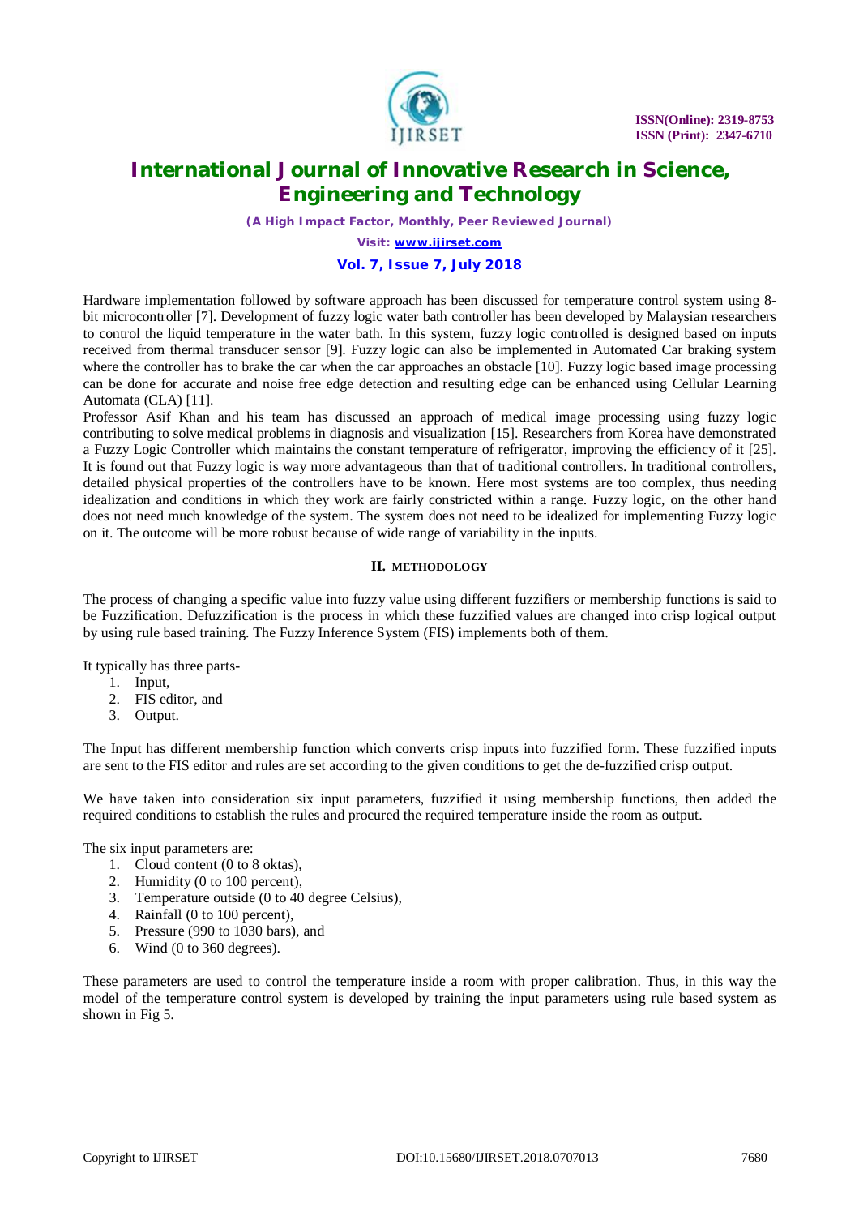Hardware implementation followed by software approach has been discussed for temperature control system using 8-bit microcontroller [7]. Development of fuzzy logic water bath controller has been developed by Malaysian researchers to control the liquid temperature in the water bath. In this system, fuzzy logic controlled is designed based on inputs received from thermal transducer sensor [9]. Fuzzy logic can also be implemented in Automated Car braking system where the controller has to brake the car when the car approaches an obstacle [10]. Fuzzy logic based image processing can be done for accurate and noise free edge detection and resulting edge can be enhanced using Cellular Learning Automata (CLA) [11].

Professor Asif Khan and his team has discussed an approach of medical image processing using fuzzy logic contributing to solve medical problems in diagnosis and visualization [15]. Researchers from Korea have demonstrated a Fuzzy Logic Controller which maintains the constant temperature of refrigerator, improving the efficiency of it [25]. It is found out that Fuzzy logic is way more advantageous than that of traditional controllers. In traditional controllers, detailed physical properties of the controllers have to be known. Here most systems are too complex, thus needing idealization and conditions in which they work are fairly constricted within a range. Fuzzy logic, on the other hand does not need much knowledge of the system. The system does not need to be idealized for implementing Fuzzy logic on it. The outcome will be more robust because of wide range of variability in the inputs.

## II. METHODOLOGY

The process of changing a specific value into fuzzy value using different fuzzifiers or membership functions is said to be Fuzzification. Defuzzification is the process in which these fuzzified values are changed into crisp logical output by using rule based training. The Fuzzy Inference System (FIS) implements both of them.

It typically has three parts-

1. Input,
2. FIS editor, and
3. Output.

The Input has different membership function which converts crisp inputs into fuzzified form. These fuzzified inputs are sent to the FIS editor and rules are set according to the given conditions to get the de-fuzzified crisp output.

We have taken into consideration six input parameters, fuzzified it using membership functions, then added the required conditions to establish the rules and procured the required temperature inside the room as output.

The six input parameters are:

1. Cloud content (0 to 8 oktas),
2. Humidity (0 to 100 percent),
3. Temperature outside (0 to 40 degree Celsius),
4. Rainfall (0 to 100 percent),
5. Pressure (990 to 1030 bars), and
6. Wind (0 to 360 degrees).

These parameters are used to control the temperature inside a room with proper calibration. Thus, in this way the model of the temperature control system is developed by training the input parameters using rule based system as shown in Fig 5.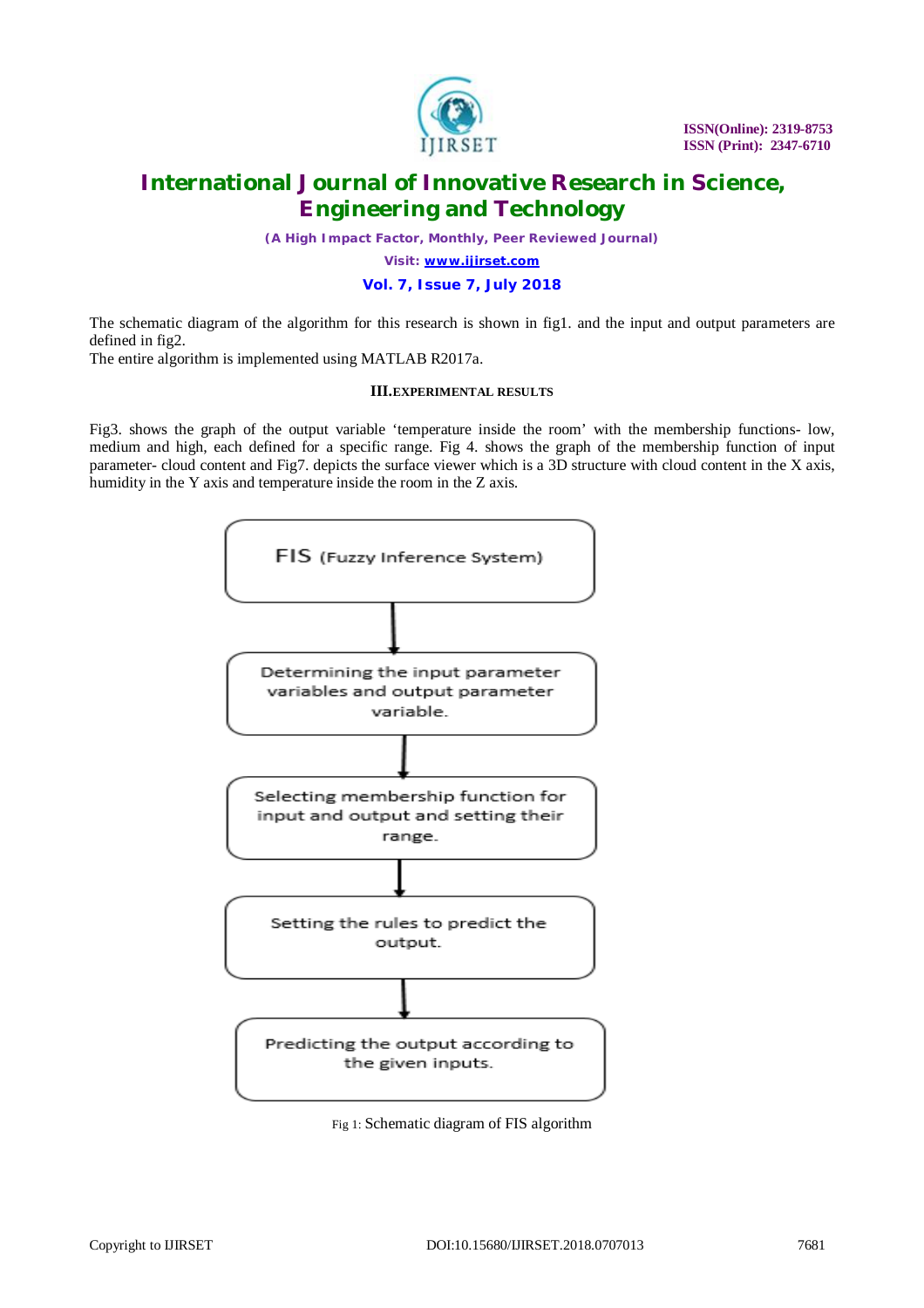The schematic diagram of the algorithm for this research is shown in fig1. and the input and output parameters are defined in fig2.

The entire algorithm is implemented using MATLAB R2017a.

## III.EXPERIMENTAL RESULTS

Fig3. shows the graph of the output variable 'temperature inside the room' with the membership functions- low, medium and high, each defined for a specific range. Fig 4. shows the graph of the membership function of input parameter- cloud content and Fig7. depicts the surface viewer which is a 3D structure with cloud content in the X axis, humidity in the Y axis and temperature inside the room in the Z axis.

FIS (Fuzzy Inference System)

↓

Determining the input parameter variables and output parameter variable.

↓

Selecting membership function for input and output and setting their range.

↓

Setting the rules to predict the output.

↓

Predicting the output according to the given inputs.

Fig 1: Schematic diagram of FIS algorithm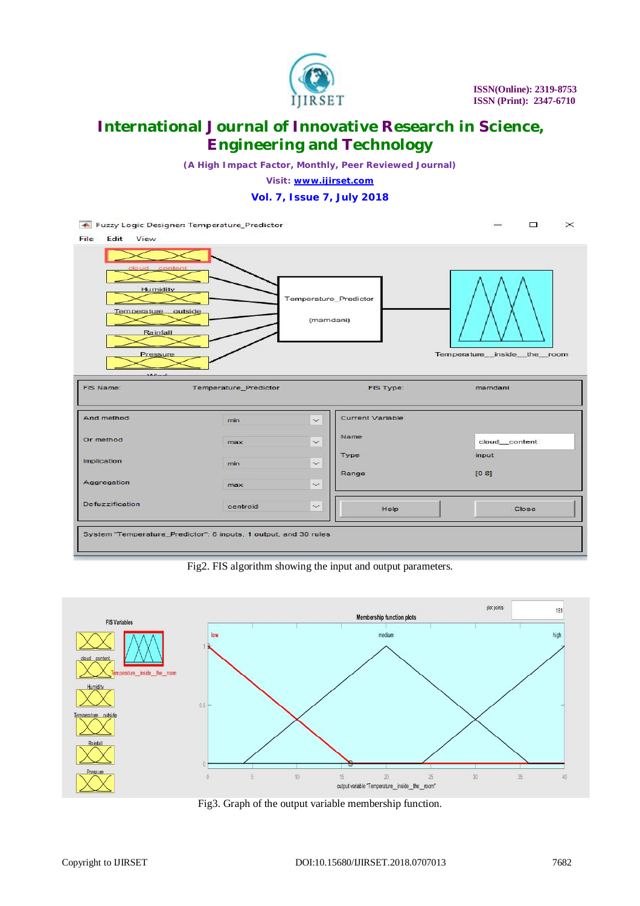Fig2. FIS algorithm showing the input and output parameters.

Fig3. Graph of the output variable membership function.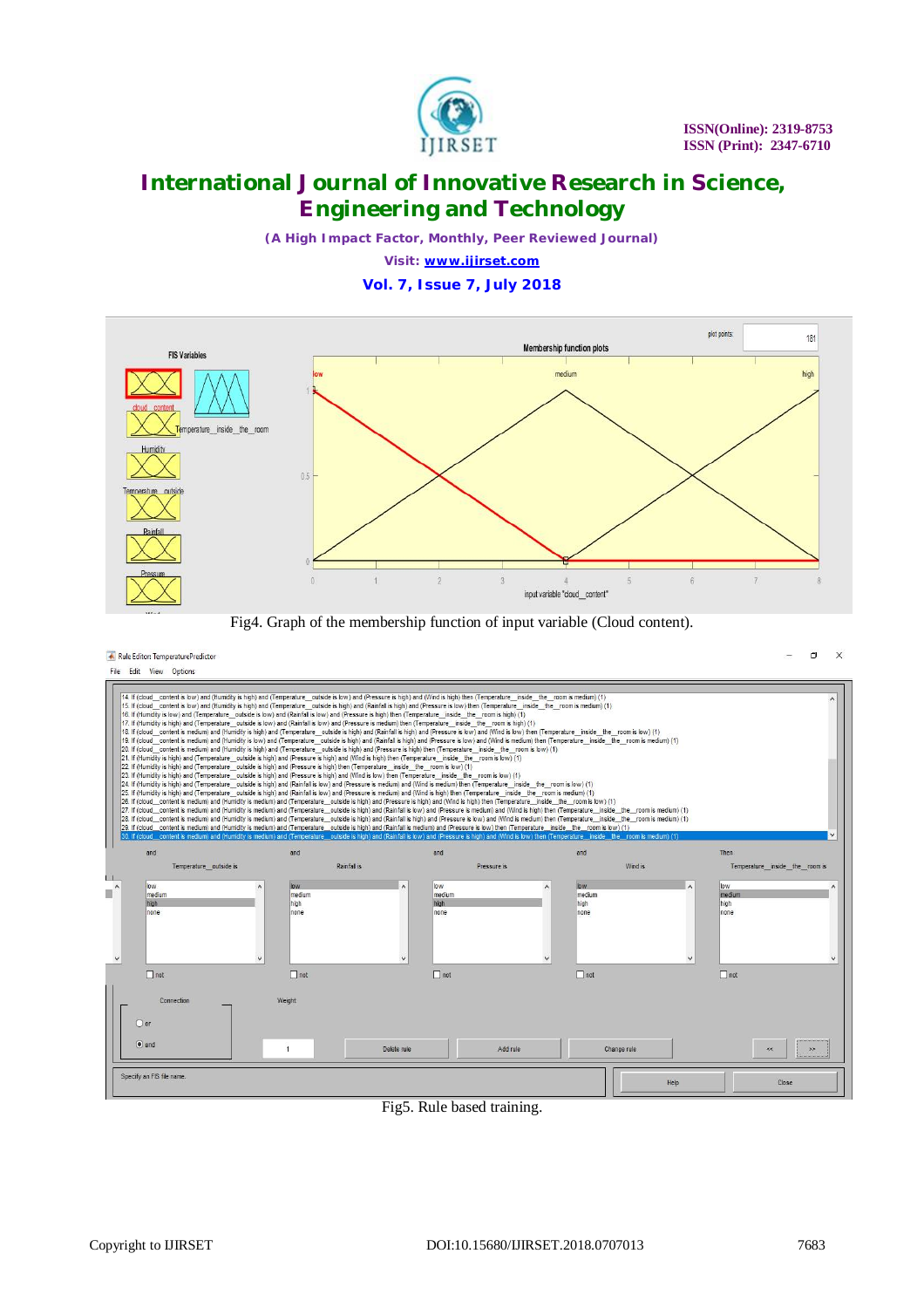Fig4. Graph of the membership function of input variable (Cloud content).

Fig5. Rule based training.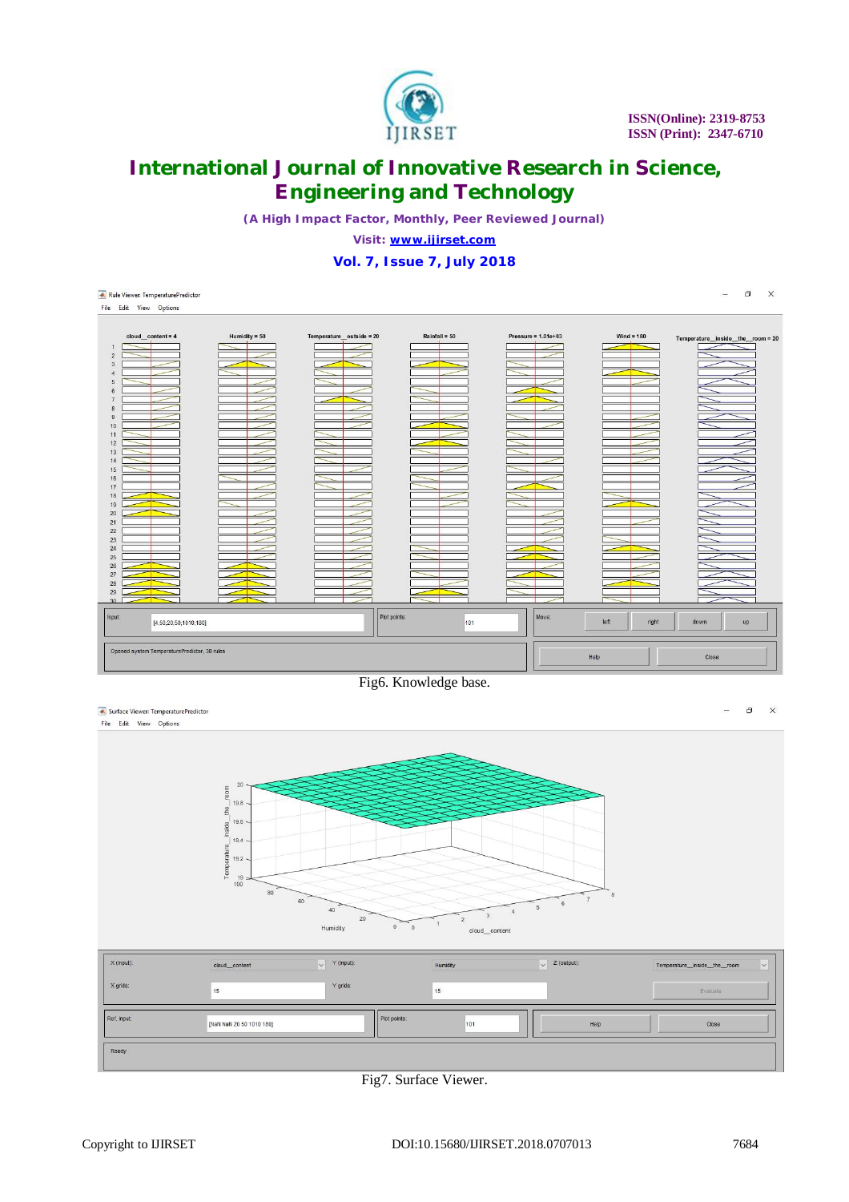Fig6. Knowledge base.

Fig7. Surface Viewer.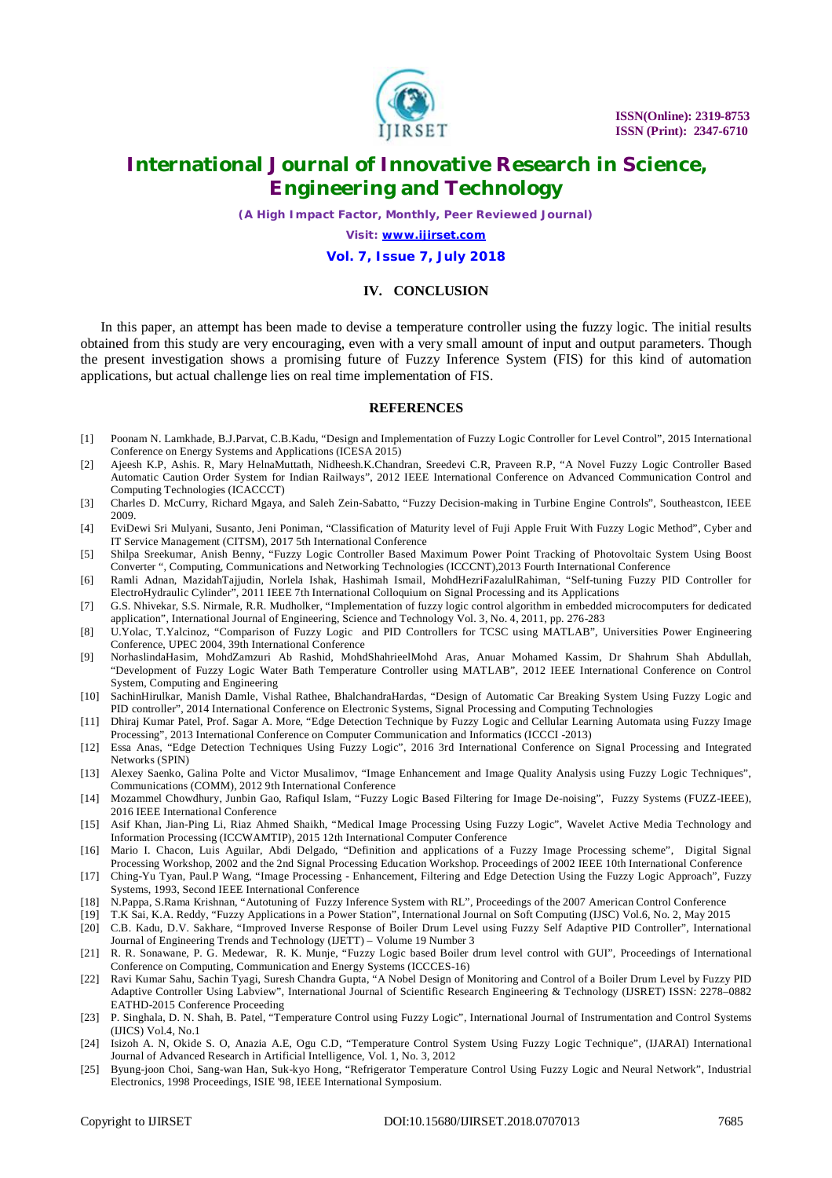## IV. CONCLUSION

In this paper, an attempt has been made to devise a temperature controller using the fuzzy logic. The initial results obtained from this study are very encouraging, even with a very small amount of input and output parameters. Though the present investigation shows a promising future of Fuzzy Inference System (FIS) for this kind of automation applications, but actual challenge lies on real time implementation of FIS.

## REFERENCES

[1] Poonam N. Lamkhade, B.J.Parvat, C.B.Kadu, "Design and Implementation of Fuzzy Logic Controller for Level Control", 2015 International Conference on Energy Systems and Applications (ICESA 2015)

[2] Ajeesh K.P, Ashis. R, Mary HelnaMuttath, Nidheesh.K.Chandran, Sreedevi C.R, Praveen R.P, "A Novel Fuzzy Logic Controller Based Automatic Caution Order System for Indian Railways", 2012 IEEE International Conference on Advanced Communication Control and Computing Technologies (ICACCCT)

[3] Charles D. McCurry, Richard Mgaya, and Saleh Zein-Sabatto, "Fuzzy Decision-making in Turbine Engine Controls", Southeastcon, IEEE 2009.

[4] EviDewi Sri Mulyani, Susanto, Jeni Poniman, "Classification of Maturity level of Fuji Apple Fruit With Fuzzy Logic Method", Cyber and IT Service Management (CITSM), 2017 5th International Conference

[5] Shilpa Sreekumar, Anish Benny, "Fuzzy Logic Controller Based Maximum Power Point Tracking of Photovoltaic System Using Boost Converter ", Computing, Communications and Networking Technologies (ICCCNT),2013 Fourth International Conference

[6] Ramli Adnan, MazidahTajjudin, Norlela Ishak, Hashimah Ismail, MohdHezriFazalulRahiman, "Self-tuning Fuzzy PID Controller for ElectroHydraulic Cylinder", 2011 IEEE 7th International Colloquium on Signal Processing and its Applications

[7] G.S. Nhivekar, S.S. Nirmale, R.R. Mudholker, "Implementation of fuzzy logic control algorithm in embedded microcomputers for dedicated application", International Journal of Engineering, Science and Technology Vol. 3, No. 4, 2011, pp. 276-283

[8] U.Yolac, T.Yalcinoz, "Comparison of Fuzzy Logic and PID Controllers for TCSC using MATLAB", Universities Power Engineering Conference, UPEC 2004, 39th International Conference

[9] NorhaslindaHasim, MohdZamzuri Ab Rashid, MohdShahrieelMohd Aras, Anuar Mohamed Kassim, Dr Shahrum Shah Abdullah, "Development of Fuzzy Logic Water Bath Temperature Controller using MATLAB", 2012 IEEE International Conference on Control System, Computing and Engineering

[10] SachinHirulkar, Manish Damle, Vishal Rathee, BhalchandraHardas, "Design of Automatic Car Breaking System Using Fuzzy Logic and PID controller", 2014 International Conference on Electronic Systems, Signal Processing and Computing Technologies

[11] Dhiraj Kumar Patel, Prof. Sagar A. More, "Edge Detection Technique by Fuzzy Logic and Cellular Learning Automata using Fuzzy Image Processing", 2013 International Conference on Computer Communication and Informatics (ICCCI -2013)

[12] Essa Anas, "Edge Detection Techniques Using Fuzzy Logic", 2016 3rd International Conference on Signal Processing and Integrated Networks (SPIN)

[13] Alexey Saenko, Galina Polte and Victor Musalimov, "Image Enhancement and Image Quality Analysis using Fuzzy Logic Techniques", Communications (COMM), 2012 9th International Conference

[14] Mozammel Chowdhury, Junbin Gao, Rafiqul Islam, "Fuzzy Logic Based Filtering for Image De-noising", Fuzzy Systems (FUZZ-IEEE), 2016 IEEE International Conference

[15] Asif Khan, Jian-Ping Li, Riaz Ahmed Shaikh, "Medical Image Processing Using Fuzzy Logic", Wavelet Active Media Technology and Information Processing (ICCWAMTIP), 2015 12th International Computer Conference

[16] Mario I. Chacon, Luis Aguilar, Abdi Delgado, "Definition and applications of a Fuzzy Image Processing scheme", Digital Signal Processing Workshop, 2002 and the 2nd Signal Processing Education Workshop. Proceedings of 2002 IEEE 10th International Conference

[17] Ching-Yu Tyan, Paul.P Wang, "Image Processing - Enhancement, Filtering and Edge Detection Using the Fuzzy Logic Approach", Fuzzy Systems, 1993, Second IEEE International Conference

[18] N.Pappa, S.Rama Krishnan, "Autotuning of Fuzzy Inference System with RL", Proceedings of the 2007 American Control Conference

[19] T.K Sai, K.A. Reddy, "Fuzzy Applications in a Power Station", International Journal on Soft Computing (IJSC) Vol.6, No. 2, May 2015

[20] C.B. Kadu, D.V. Sakhare, "Improved Inverse Response of Boiler Drum Level using Fuzzy Self Adaptive PID Controller", International Journal of Engineering Trends and Technology (IJETT) – Volume 19 Number 3

[21] R. R. Sonawane, P. G. Medewar, R. K. Munje, "Fuzzy Logic based Boiler drum level control with GUI", Proceedings of International Conference on Computing, Communication and Energy Systems (ICCCES-16)

[22] Ravi Kumar Sahu, Sachin Tyagi, Suresh Chandra Gupta, "A Nobel Design of Monitoring and Control of a Boiler Drum Level by Fuzzy PID Adaptive Controller Using Labview", International Journal of Scientific Research Engineering & Technology (IJSRET) ISSN: 2278–0882 EATHD-2015 Conference Proceeding

[23] P. Singhala, D. N. Shah, B. Patel, "Temperature Control using Fuzzy Logic", International Journal of Instrumentation and Control Systems (IJICS) Vol.4, No.1

[24] Isizoh A. N, Okide S. O, Anazia A.E, Ogu C.D, "Temperature Control System Using Fuzzy Logic Technique", (IJARAI) International Journal of Advanced Research in Artificial Intelligence, Vol. 1, No. 3, 2012

[25] Byung-joon Choi, Sang-wan Han, Suk-kyo Hong, "Refrigerator Temperature Control Using Fuzzy Logic and Neural Network", Industrial Electronics, 1998 Proceedings, ISIE '98, IEEE International Symposium.